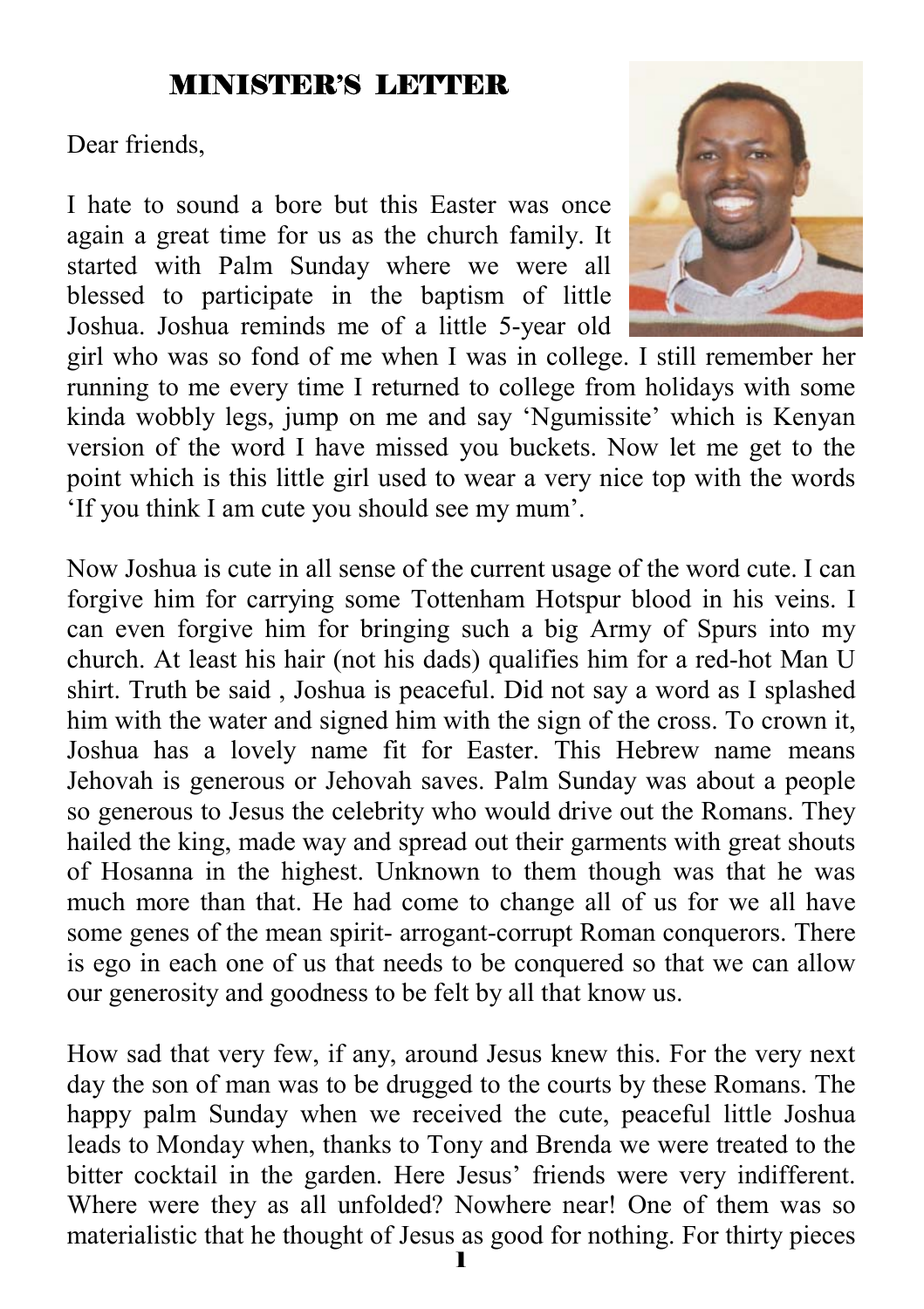# MINISTER'S LETTER

Dear friends,

I hate to sound a bore but this Easter was once again a great time for us as the church family. It started with Palm Sunday where we were all blessed to participate in the baptism of little Joshua. Joshua reminds me of a little 5-year old girl who was so fond of me when I was in college. I still remember her running to me every time I returned to college from holidays with some kinda wobbly legs, jump on me and say 'Ngumissite' which is Kenyan version of the word I have missed you buckets. Now let me get to the point which is this little girl used to wear a very nice top with the words 'If you think I am cute you should see my mum'.

Now Joshua is cute in all sense of the current usage of the word cute. I can forgive him for carrying some Tottenham Hotspur blood in his veins. I can even forgive him for bringing such a big Army of Spurs into my church. At least his hair (not his dads) qualifies him for a red-hot Man U shirt. Truth be said , Joshua is peaceful. Did not say a word as I splashed him with the water and signed him with the sign of the cross. To crown it, Joshua has a lovely name fit for Easter. This Hebrew name means Jehovah is generous or Jehovah saves. Palm Sunday was about a people so generous to Jesus the celebrity who would drive out the Romans. They hailed the king, made way and spread out their garments with great shouts of Hosanna in the highest. Unknown to them though was that he was much more than that. He had come to change all of us for we all have some genes of the mean spirit- arrogant-corrupt Roman conquerors. There is ego in each one of us that needs to be conquered so that we can allow our generosity and goodness to be felt by all that know us.

How sad that very few, if any, around Jesus knew this. For the very next day the son of man was to be drugged to the courts by these Romans. The happy palm Sunday when we received the cute, peaceful little Joshua leads to Monday when, thanks to Tony and Brenda we were treated to the bitter cocktail in the garden. Here Jesus' friends were very indifferent. Where were they as all unfolded? Nowhere near! One of them was so materialistic that he thought of Jesus as good for nothing. For thirty pieces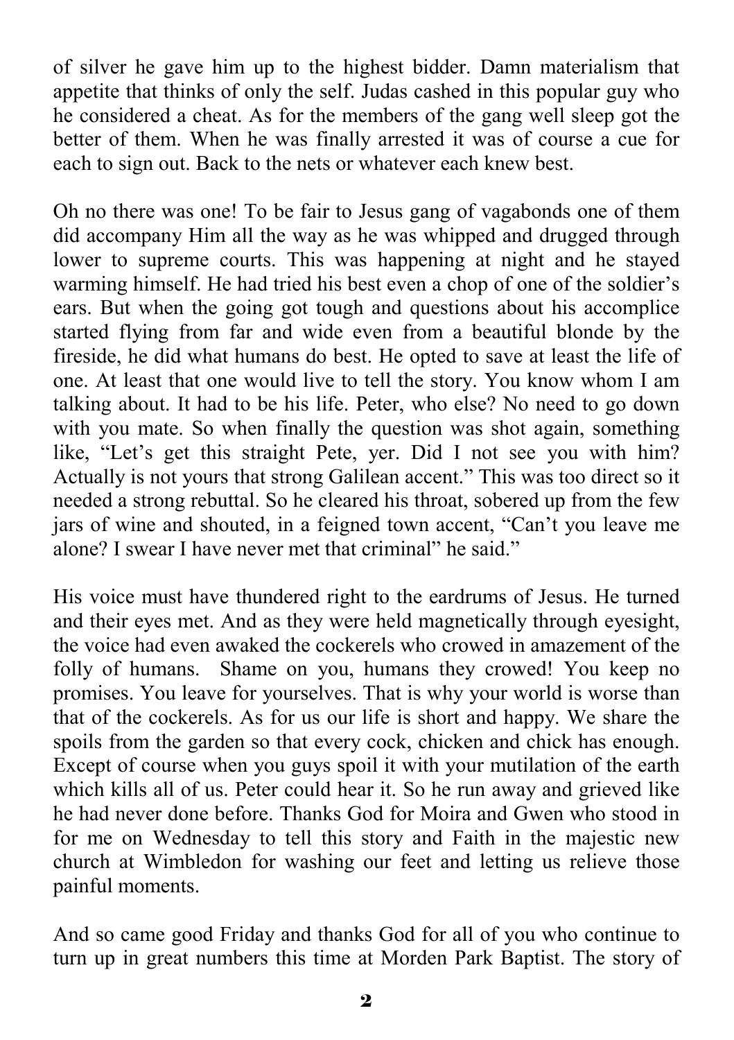of silver he gave him up to the highest bidder. Damn materialism that appetite that thinks of only the self. Judas cashed in this popular guy who he considered a cheat. As for the members of the gang well sleep got the better of them. When he was finally arrested it was of course a cue for each to sign out. Back to the nets or whatever each knew best.

Oh no there was one! To be fair to Jesus gang of vagabonds one of them did accompany Him all the way as he was whipped and drugged through lower to supreme courts. This was happening at night and he stayed warming himself. He had tried his best even a chop of one of the soldier's ears. But when the going got tough and questions about his accomplice started flying from far and wide even from a beautiful blonde by the fireside, he did what humans do best. He opted to save at least the life of one. At least that one would live to tell the story. You know whom I am talking about. It had to be his life. Peter, who else? No need to go down with you mate. So when finally the question was shot again, something like, "Let's get this straight Pete, yer. Did I not see you with him? Actually is not yours that strong Galilean accent." This was too direct so it needed a strong rebuttal. So he cleared his throat, sobered up from the few jars of wine and shouted, in a feigned town accent, "Can't you leave me alone? I swear I have never met that criminal" he said."

His voice must have thundered right to the eardrums of Jesus. He turned and their eyes met. And as they were held magnetically through eyesight, the voice had even awaked the cockerels who crowed in amazement of the folly of humans. Shame on you, humans they crowed! You keep no promises. You leave for yourselves. That is why your world is worse than that of the cockerels. As for us our life is short and happy. We share the spoils from the garden so that every cock, chicken and chick has enough. Except of course when you guys spoil it with your mutilation of the earth which kills all of us. Peter could hear it. So he run away and grieved like he had never done before. Thanks God for Moira and Gwen who stood in for me on Wednesday to tell this story and Faith in the majestic new church at Wimbledon for washing our feet and letting us relieve those painful moments.

And so came good Friday and thanks God for all of you who continue to turn up in great numbers this time at Morden Park Baptist. The story of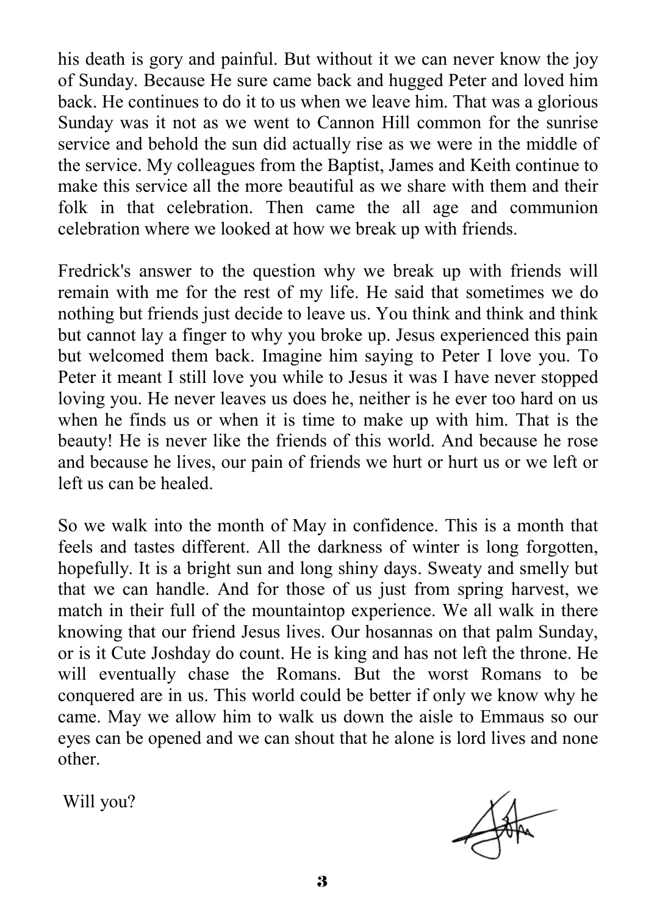his death is gory and painful. But without it we can never know the joy of Sunday. Because He sure came back and hugged Peter and loved him back. He continues to do it to us when we leave him. That was a glorious Sunday was it not as we went to Cannon Hill common for the sunrise service and behold the sun did actually rise as we were in the middle of the service. My colleagues from the Baptist, James and Keith continue to make this service all the more beautiful as we share with them and their folk in that celebration. Then came the all age and communion celebration where we looked at how we break up with friends.

Fredrick's answer to the question why we break up with friends will remain with me for the rest of my life. He said that sometimes we do nothing but friends just decide to leave us. You think and think and think but cannot lay a finger to why you broke up. Jesus experienced this pain but welcomed them back. Imagine him saying to Peter I love you. To Peter it meant I still love you while to Jesus it was I have never stopped loving you. He never leaves us does he, neither is he ever too hard on us when he finds us or when it is time to make up with him. That is the beauty! He is never like the friends of this world. And because he rose and because he lives, our pain of friends we hurt or hurt us or we left or left us can be healed.

So we walk into the month of May in confidence. This is a month that feels and tastes different. All the darkness of winter is long forgotten, hopefully. It is a bright sun and long shiny days. Sweaty and smelly but that we can handle. And for those of us just from spring harvest, we match in their full of the mountaintop experience. We all walk in there knowing that our friend Jesus lives. Our hosannas on that palm Sunday, or is it Cute Joshday do count. He is king and has not left the throne. He will eventually chase the Romans. But the worst Romans to be conquered are in us. This world could be better if only we know why he came. May we allow him to walk us down the aisle to Emmaus so our eyes can be opened and we can shout that he alone is lord lives and none other.

Will you?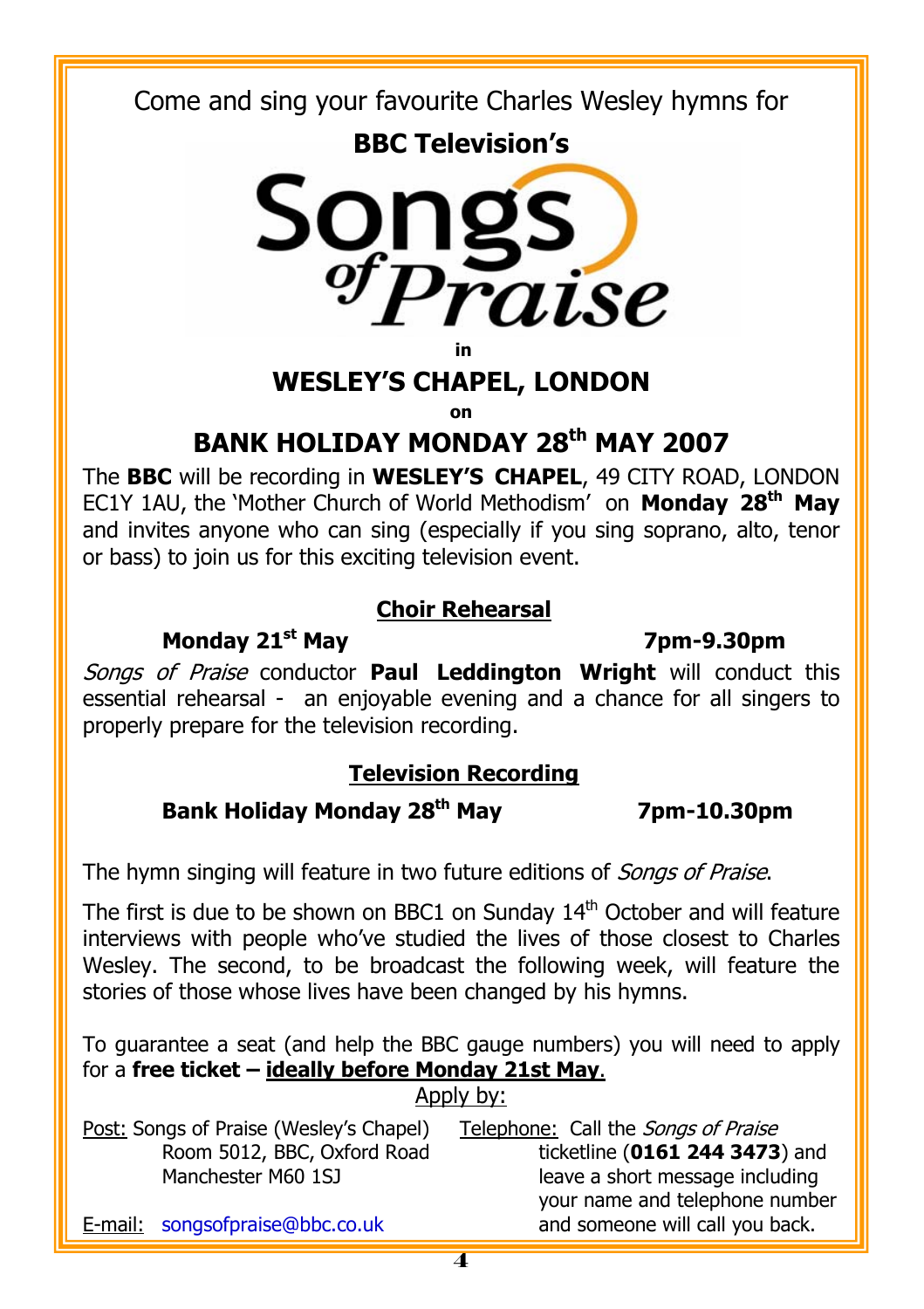Come and sing your favourite Charles Wesley hymns for

**BBC Television's**

# Songs of Praise

**in**

## WESLEY'S CHAPEL, LONDON

**on**

## BANK HOLIDAY MONDAY 28th MAY 2007

The **BBC** will be recording in **WESLEY'S CHAPEL**, 49 CITY ROAD, LONDON EC1Y 1AU, the 'Mother Church of World Methodism' on **Monday 28th May** and invites anyone who can sing (especially if you sing soprano, alto, tenor or bass) to join us for this exciting television event.

### Choir Rehearsal

**Monday 21st May** **7pm-9.30pm**

*Songs of Praise* conductor **Paul Leddington Wright** will conduct this essential rehearsal - an enjoyable evening and a chance for all singers to properly prepare for the television recording.

### Television Recording

**Bank Holiday Monday 28th May** **7pm-10.30pm**

The hymn singing will feature in two future editions of *Songs of Praise*.

The first is due to be shown on BBC1 on Sunday 14th October and will feature interviews with people who've studied the lives of those closest to Charles Wesley. The second, to be broadcast the following week, will feature the stories of those whose lives have been changed by his hymns.

To guarantee a seat (and help the BBC gauge numbers) you will need to apply for a **free ticket – ideally before Monday 21st May**.

Apply by:

Post: Songs of Praise (Wesley's Chapel)
Room 5012, BBC, Oxford Road
Manchester M60 1SJ

E-mail: songsofpraise@bbc.co.uk

Telephone: Call the *Songs of Praise* ticketline (**0161 244 3473**) and leave a short message including your name and telephone number and someone will call you back.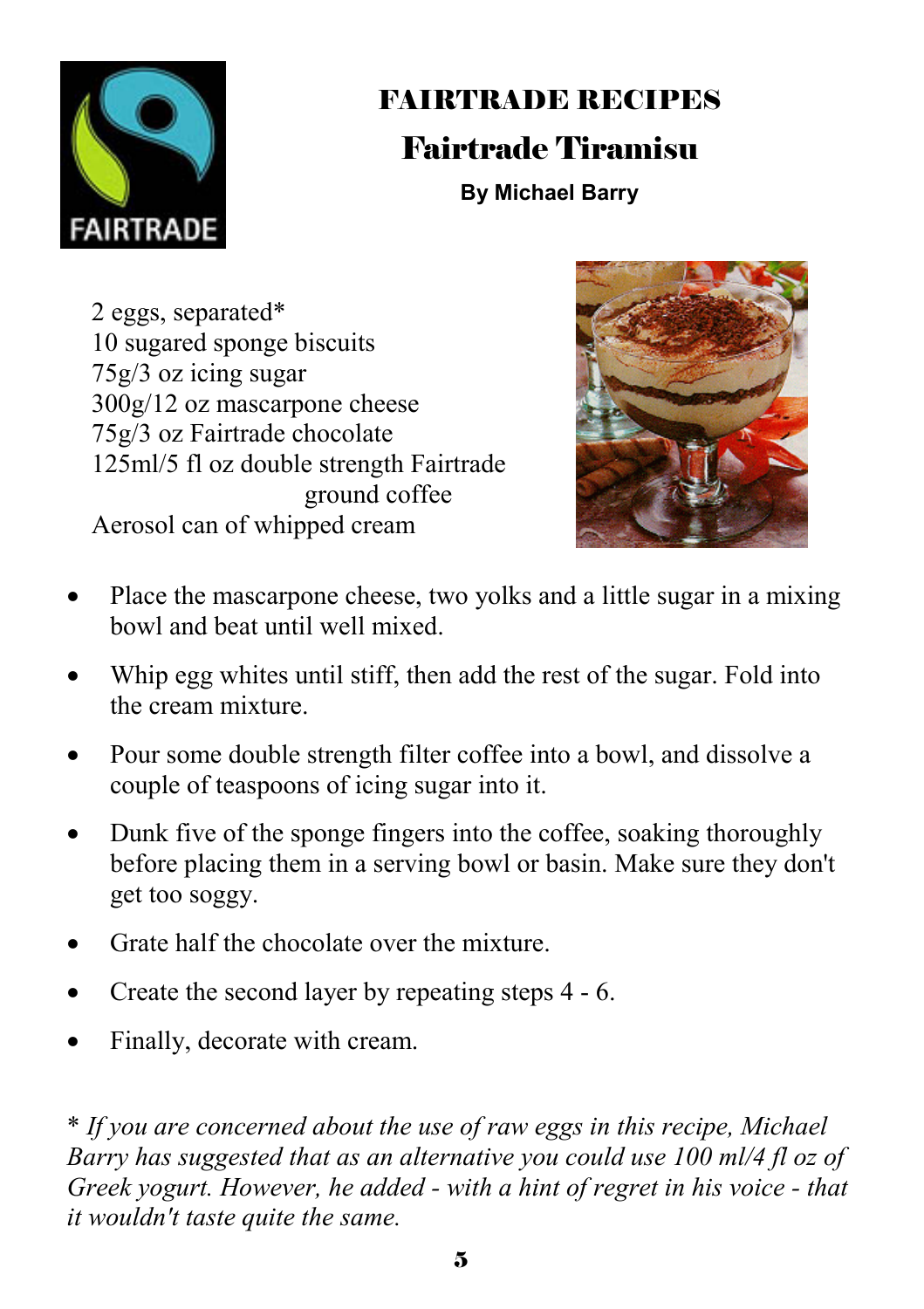# FAIRTRADE RECIPES

## Fairtrade Tiramisu

**By Michael Barry**

2 eggs, separated*
10 sugared sponge biscuits
75g/3 oz icing sugar
300g/12 oz mascarpone cheese
75g/3 oz Fairtrade chocolate
125ml/5 fl oz double strength Fairtrade ground coffee
Aerosol can of whipped cream

- Place the mascarpone cheese, two yolks and a little sugar in a mixing bowl and beat until well mixed.
- Whip egg whites until stiff, then add the rest of the sugar. Fold into the cream mixture.
- Pour some double strength filter coffee into a bowl, and dissolve a couple of teaspoons of icing sugar into it.
- Dunk five of the sponge fingers into the coffee, soaking thoroughly before placing them in a serving bowl or basin. Make sure they don't get too soggy.
- Grate half the chocolate over the mixture.
- Create the second layer by repeating steps 4 - 6.
- Finally, decorate with cream.

*\* If you are concerned about the use of raw eggs in this recipe, Michael Barry has suggested that as an alternative you could use 100 ml/4 fl oz of Greek yogurt. However, he added - with a hint of regret in his voice - that it wouldn't taste quite the same.*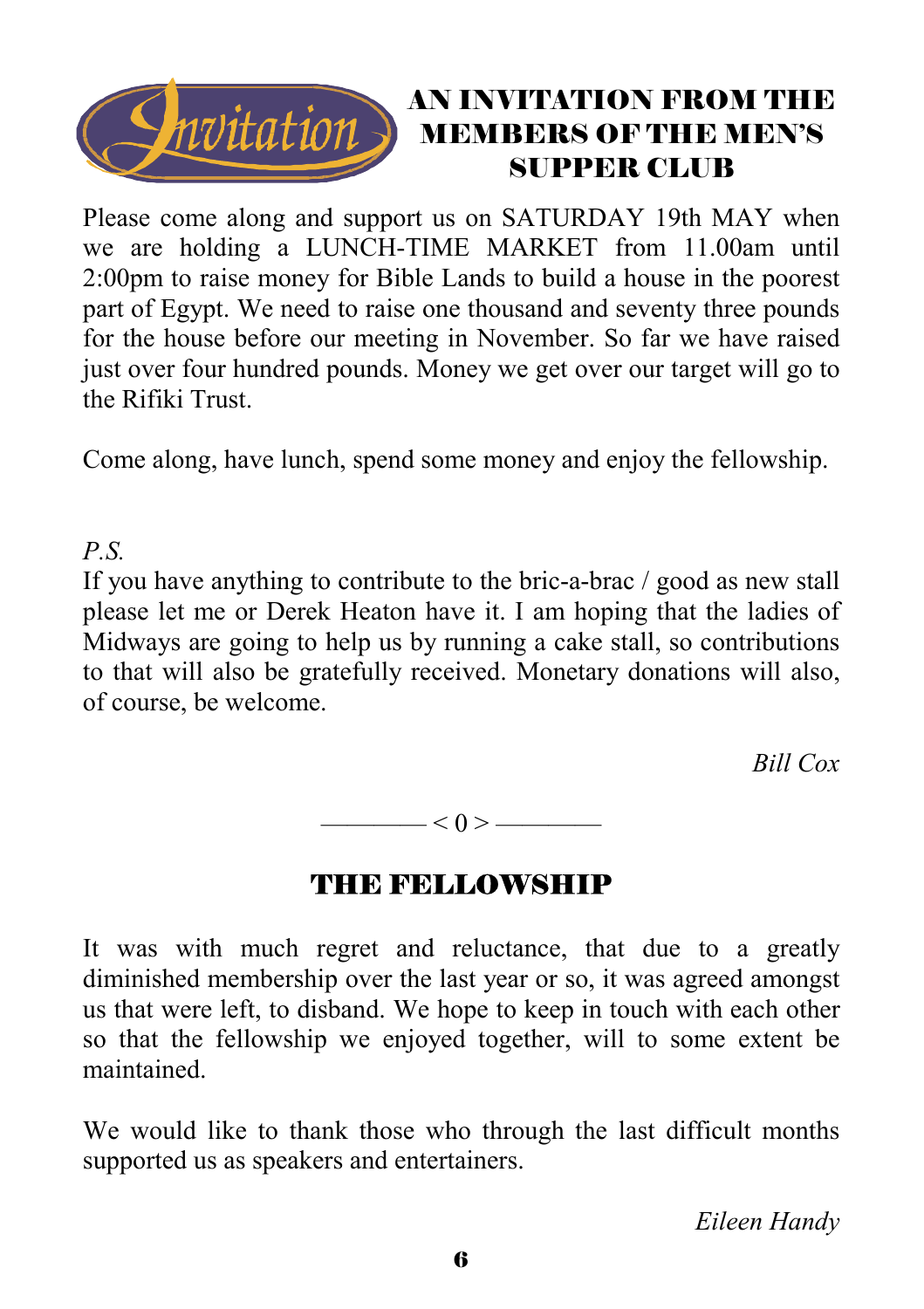Invitation

## AN INVITATION FROM THE MEMBERS OF THE MEN'S SUPPER CLUB

Please come along and support us on SATURDAY 19th MAY when we are holding a LUNCH-TIME MARKET from 11.00am until 2:00pm to raise money for Bible Lands to build a house in the poorest part of Egypt. We need to raise one thousand and seventy three pounds for the house before our meeting in November. So far we have raised just over four hundred pounds. Money we get over our target will go to the Rifiki Trust.

Come along, have lunch, spend some money and enjoy the fellowship.

*P.S.*
If you have anything to contribute to the bric-a-brac / good as new stall please let me or Derek Heaton have it. I am hoping that the ladies of Midways are going to help us by running a cake stall, so contributions to that will also be gratefully received. Monetary donations will also, of course, be welcome.

*Bill Cox*

———— < 0 > ————

## THE FELLOWSHIP

It was with much regret and reluctance, that due to a greatly diminished membership over the last year or so, it was agreed amongst us that were left, to disband. We hope to keep in touch with each other so that the fellowship we enjoyed together, will to some extent be maintained.

We would like to thank those who through the last difficult months supported us as speakers and entertainers.

*Eileen Handy*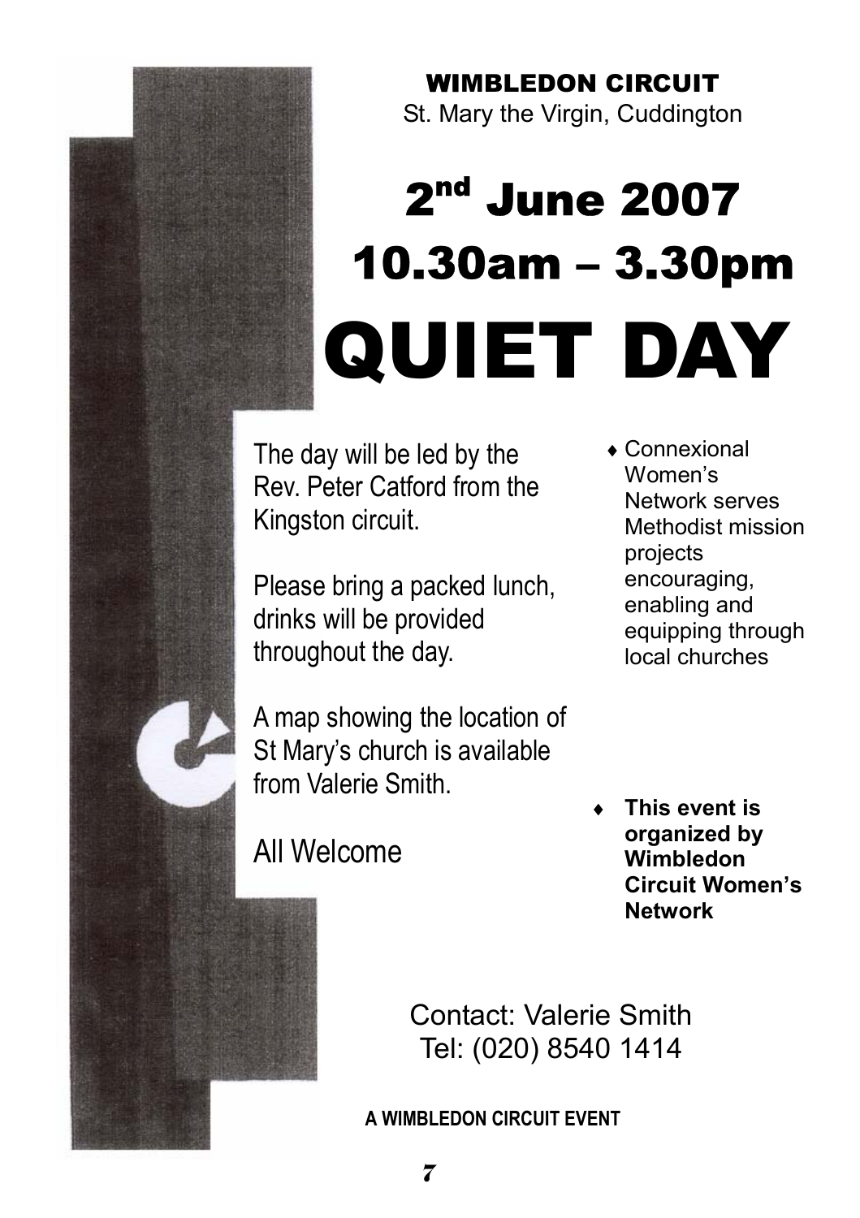**WIMBLEDON CIRCUIT**

St. Mary the Virgin, Cuddington

# 2nd June 2007

# 10.30am – 3.30pm

# QUIET DAY

The day will be led by the Rev. Peter Catford from the Kingston circuit.

Please bring a packed lunch, drinks will be provided throughout the day.

A map showing the location of St Mary's church is available from Valerie Smith.

All Welcome

- Connexional Women's Network serves Methodist mission projects encouraging, enabling and equipping through local churches

- **This event is organized by Wimbledon Circuit Women's Network**

Contact: Valerie Smith
Tel: (020) 8540 1414

**A WIMBLEDON CIRCUIT EVENT**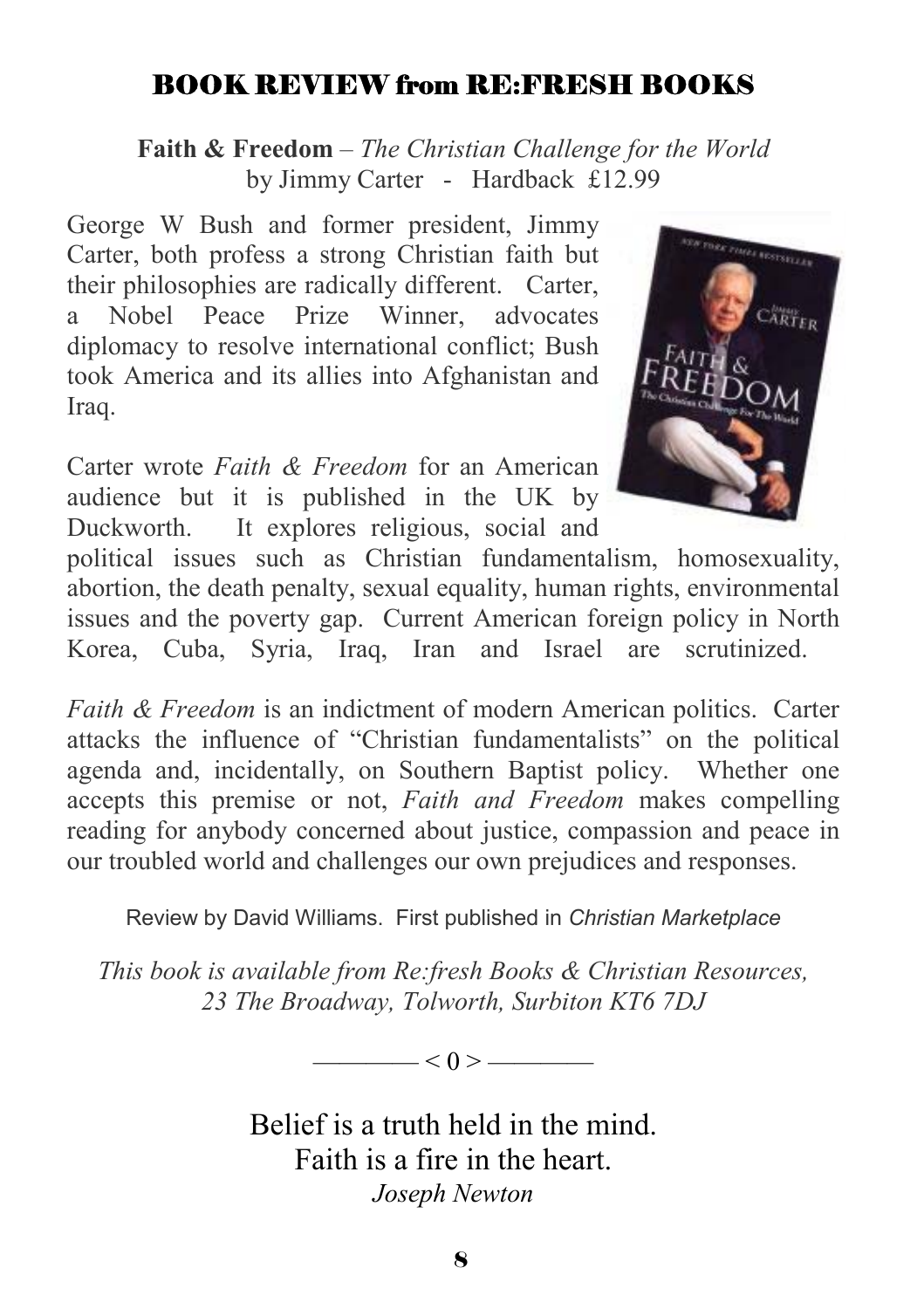## BOOK REVIEW from RE:FRESH BOOKS

**Faith & Freedom** – *The Christian Challenge for the World*
by Jimmy Carter - Hardback £12.99

George W Bush and former president, Jimmy Carter, both profess a strong Christian faith but their philosophies are radically different. Carter, a Nobel Peace Prize Winner, advocates diplomacy to resolve international conflict; Bush took America and its allies into Afghanistan and Iraq.

Carter wrote *Faith & Freedom* for an American audience but it is published in the UK by Duckworth. It explores religious, social and political issues such as Christian fundamentalism, homosexuality, abortion, the death penalty, sexual equality, human rights, environmental issues and the poverty gap. Current American foreign policy in North Korea, Cuba, Syria, Iraq, Iran and Israel are scrutinized.

*Faith & Freedom* is an indictment of modern American politics. Carter attacks the influence of "Christian fundamentalists" on the political agenda and, incidentally, on Southern Baptist policy. Whether one accepts this premise or not, *Faith and Freedom* makes compelling reading for anybody concerned about justice, compassion and peace in our troubled world and challenges our own prejudices and responses.

Review by David Williams. First published in *Christian Marketplace*

*This book is available from Re:fresh Books & Christian Resources, 23 The Broadway, Tolworth, Surbiton KT6 7DJ*

———— < 0 > ————

Belief is a truth held in the mind.
Faith is a fire in the heart.
*Joseph Newton*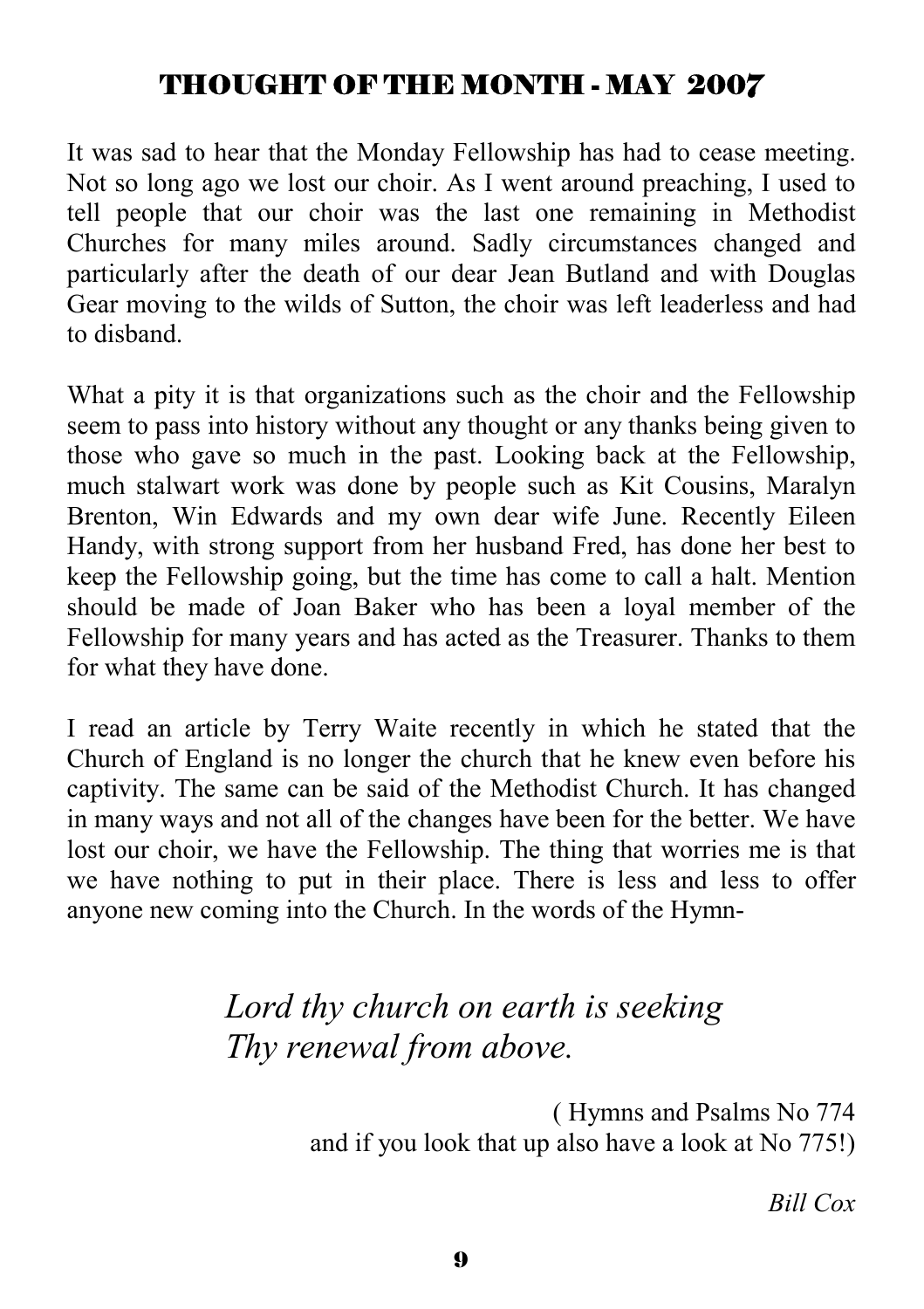# THOUGHT OF THE MONTH - MAY 2007

It was sad to hear that the Monday Fellowship has had to cease meeting. Not so long ago we lost our choir. As I went around preaching, I used to tell people that our choir was the last one remaining in Methodist Churches for many miles around. Sadly circumstances changed and particularly after the death of our dear Jean Butland and with Douglas Gear moving to the wilds of Sutton, the choir was left leaderless and had to disband.

What a pity it is that organizations such as the choir and the Fellowship seem to pass into history without any thought or any thanks being given to those who gave so much in the past. Looking back at the Fellowship, much stalwart work was done by people such as Kit Cousins, Maralyn Brenton, Win Edwards and my own dear wife June. Recently Eileen Handy, with strong support from her husband Fred, has done her best to keep the Fellowship going, but the time has come to call a halt. Mention should be made of Joan Baker who has been a loyal member of the Fellowship for many years and has acted as the Treasurer. Thanks to them for what they have done.

I read an article by Terry Waite recently in which he stated that the Church of England is no longer the church that he knew even before his captivity. The same can be said of the Methodist Church. It has changed in many ways and not all of the changes have been for the better. We have lost our choir, we have the Fellowship. The thing that worries me is that we have nothing to put in their place. There is less and less to offer anyone new coming into the Church. In the words of the Hymn-

*Lord thy church on earth is seeking*
*Thy renewal from above.*

( Hymns and Psalms No 774
and if you look that up also have a look at No 775!)

*Bill Cox*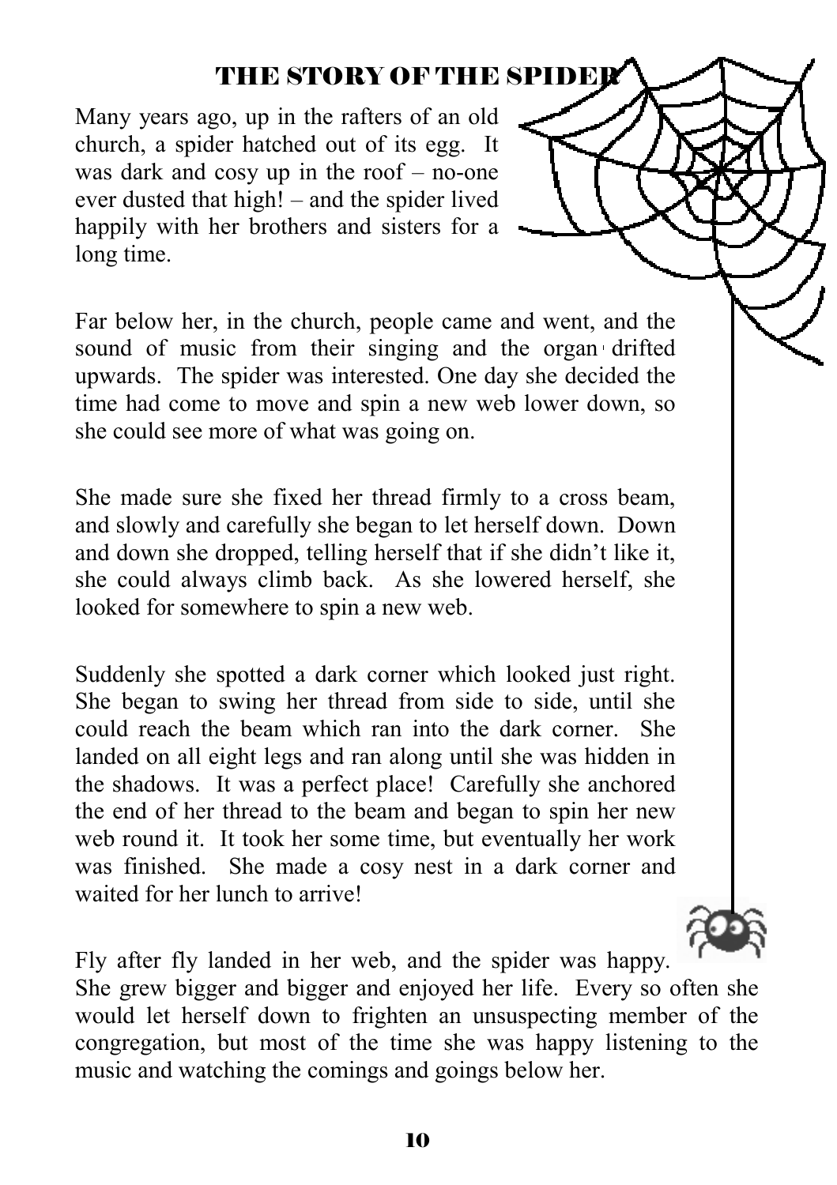# THE STORY OF THE SPIDER

Many years ago, up in the rafters of an old church, a spider hatched out of its egg. It was dark and cosy up in the roof – no-one ever dusted that high! – and the spider lived happily with her brothers and sisters for a long time.

Far below her, in the church, people came and went, and the sound of music from their singing and the organ drifted upwards. The spider was interested. One day she decided the time had come to move and spin a new web lower down, so she could see more of what was going on.

She made sure she fixed her thread firmly to a cross beam, and slowly and carefully she began to let herself down. Down and down she dropped, telling herself that if she didn't like it, she could always climb back. As she lowered herself, she looked for somewhere to spin a new web.

Suddenly she spotted a dark corner which looked just right. She began to swing her thread from side to side, until she could reach the beam which ran into the dark corner. She landed on all eight legs and ran along until she was hidden in the shadows. It was a perfect place! Carefully she anchored the end of her thread to the beam and began to spin her new web round it. It took her some time, but eventually her work was finished. She made a cosy nest in a dark corner and waited for her lunch to arrive!

Fly after fly landed in her web, and the spider was happy. She grew bigger and bigger and enjoyed her life. Every so often she would let herself down to frighten an unsuspecting member of the congregation, but most of the time she was happy listening to the music and watching the comings and goings below her.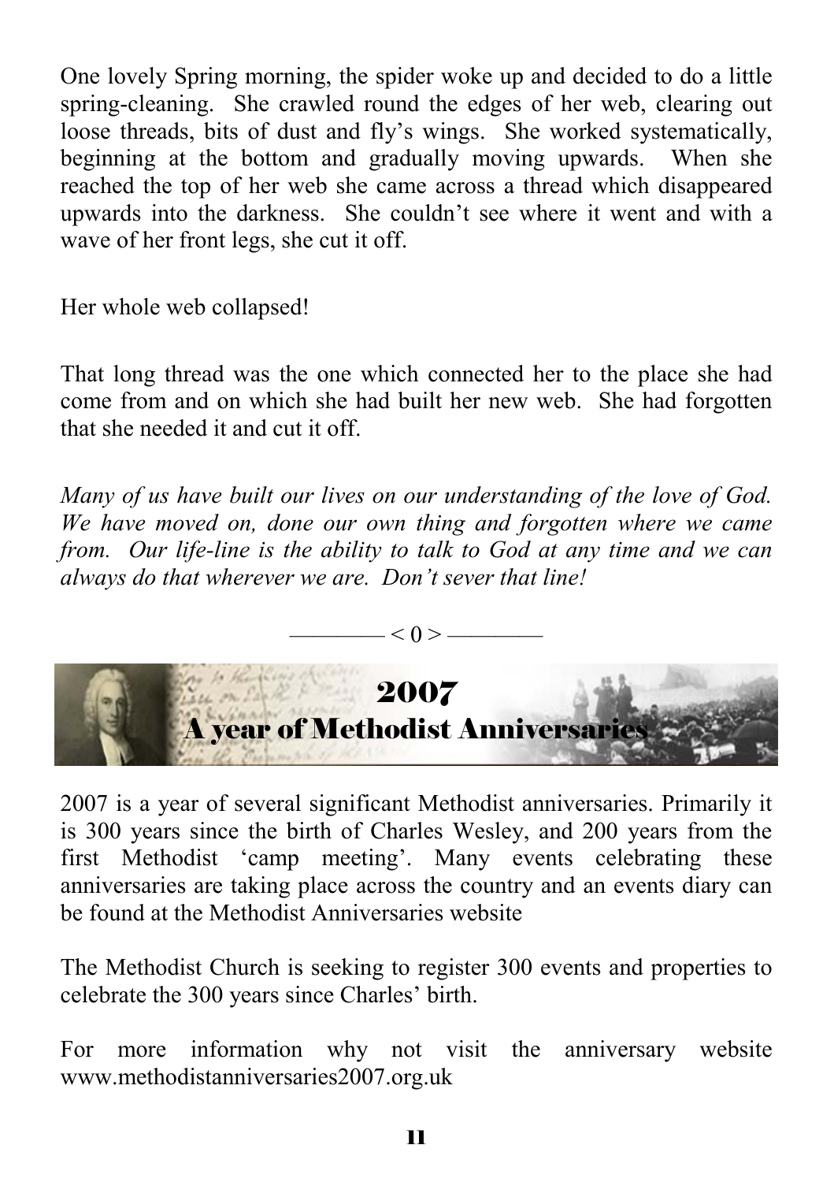One lovely Spring morning, the spider woke up and decided to do a little spring-cleaning. She crawled round the edges of her web, clearing out loose threads, bits of dust and fly's wings. She worked systematically, beginning at the bottom and gradually moving upwards. When she reached the top of her web she came across a thread which disappeared upwards into the darkness. She couldn't see where it went and with a wave of her front legs, she cut it off.

Her whole web collapsed!

That long thread was the one which connected her to the place she had come from and on which she had built her new web. She had forgotten that she needed it and cut it off.

*Many of us have built our lives on our understanding of the love of God. We have moved on, done our own thing and forgotten where we came from. Our life-line is the ability to talk to God at any time and we can always do that wherever we are. Don't sever that line!*

———— < 0 > ————

# 2007
## A year of Methodist Anniversaries

2007 is a year of several significant Methodist anniversaries. Primarily it is 300 years since the birth of Charles Wesley, and 200 years from the first Methodist 'camp meeting'. Many events celebrating these anniversaries are taking place across the country and an events diary can be found at the Methodist Anniversaries website

The Methodist Church is seeking to register 300 events and properties to celebrate the 300 years since Charles' birth.

For more information why not visit the anniversary website www.methodistanniversaries2007.org.uk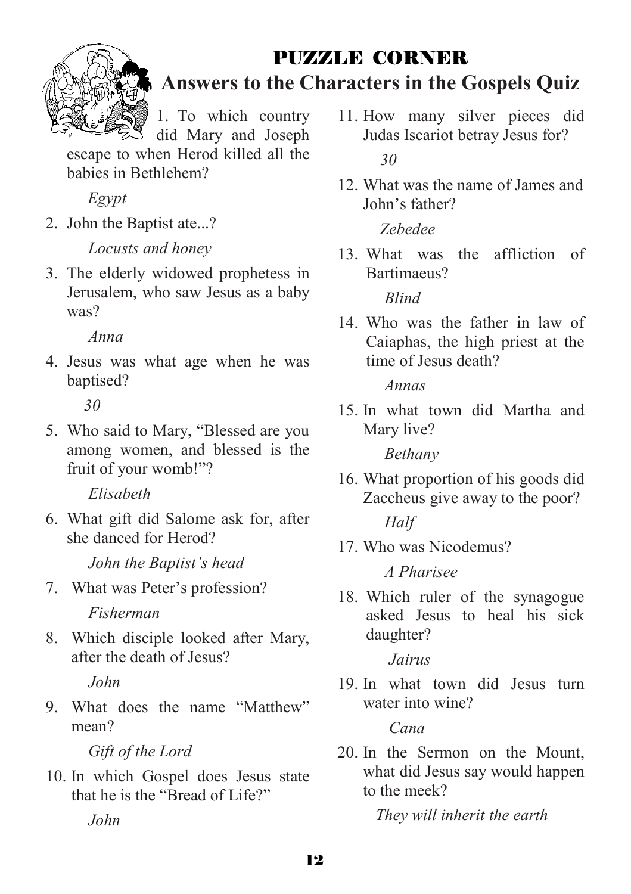## PUZZLE CORNER

## Answers to the Characters in the Gospels Quiz

1. To which country did Mary and Joseph escape to when Herod killed all the babies in Bethlehem?

   *Egypt*

2. John the Baptist ate...?

   *Locusts and honey*

3. The elderly widowed prophetess in Jerusalem, who saw Jesus as a baby was?

   *Anna*

4. Jesus was what age when he was baptised?

   *30*

5. Who said to Mary, "Blessed are you among women, and blessed is the fruit of your womb!"?

   *Elisabeth*

6. What gift did Salome ask for, after she danced for Herod?

   *John the Baptist's head*

7. What was Peter's profession?

   *Fisherman*

8. Which disciple looked after Mary, after the death of Jesus?

   *John*

9. What does the name "Matthew" mean?

   *Gift of the Lord*

10. In which Gospel does Jesus state that he is the "Bread of Life?"

    *John*

11. How many silver pieces did Judas Iscariot betray Jesus for?

    *30*

12. What was the name of James and John's father?

    *Zebedee*

13. What was the affliction of Bartimaeus?

    *Blind*

14. Who was the father in law of Caiaphas, the high priest at the time of Jesus death?

    *Annas*

15. In what town did Martha and Mary live?

    *Bethany*

16. What proportion of his goods did Zaccheus give away to the poor?

    *Half*

17. Who was Nicodemus?

    *A Pharisee*

18. Which ruler of the synagogue asked Jesus to heal his sick daughter?

    *Jairus*

19. In what town did Jesus turn water into wine?

    *Cana*

20. In the Sermon on the Mount, what did Jesus say would happen to the meek?

    *They will inherit the earth*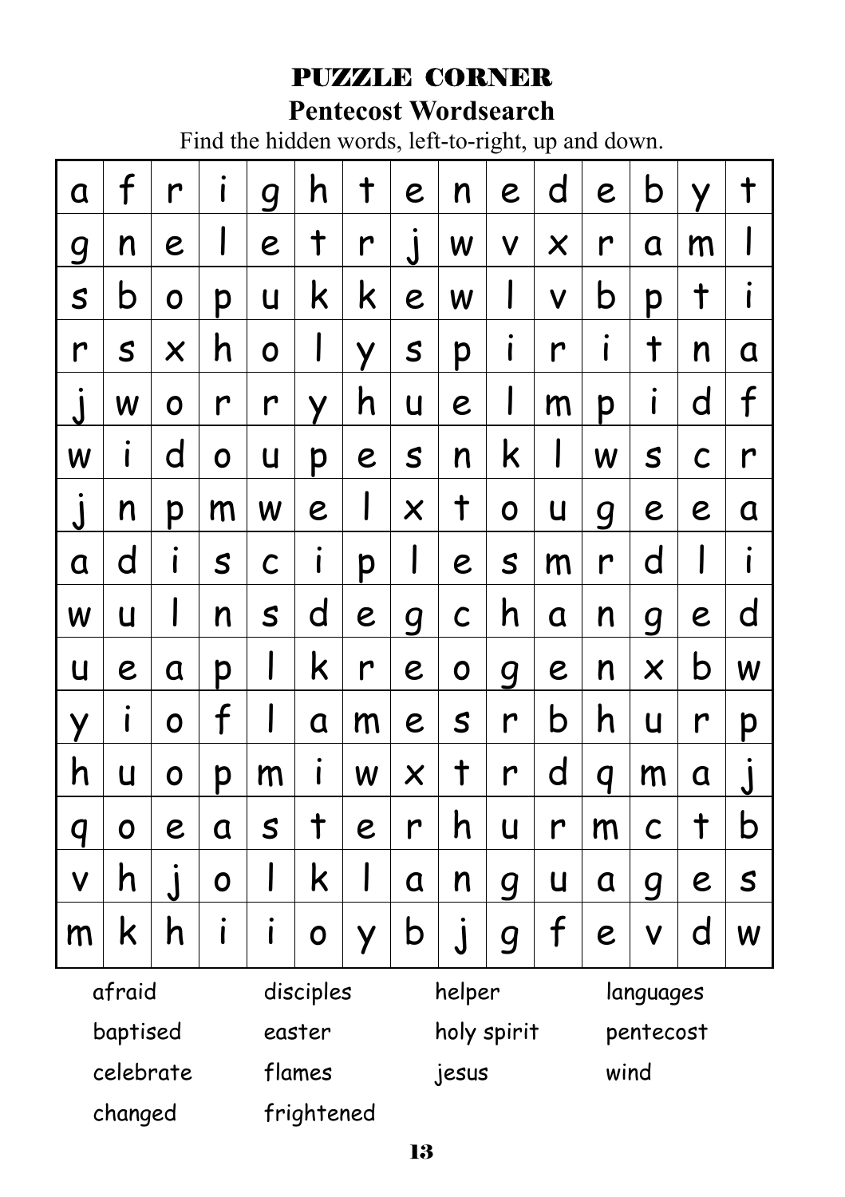# PUZZLE CORNER

## Pentecost Wordsearch

Find the hidden words, left-to-right, up and down.

| | | | | | | | | | | | | | | |
|---|---|---|---|---|---|---|---|---|---|---|---|---|---|---|
| a | f | r | i | g | h | t | e | n | e | d | e | b | y | t |
| g | n | e | l | e | t | r | j | w | v | x | r | a | m | l |
| s | b | o | p | u | k | k | e | w | l | v | b | p | t | i |
| r | s | x | h | o | l | y | s | p | i | r | i | t | n | a |
| j | w | o | r | r | y | h | u | e | l | m | p | i | d | f |
| w | i | d | o | u | p | e | s | n | k | l | w | s | c | r |
| j | n | p | m | w | e | l | x | t | o | u | g | e | e | a |
| a | d | i | s | c | i | p | l | e | s | m | r | d | l | i |
| w | u | l | n | s | d | e | g | c | h | a | n | g | e | d |
| u | e | a | p | l | k | r | e | o | g | e | n | x | b | w |
| y | i | o | f | l | a | m | e | s | r | b | h | u | r | p |
| h | u | o | p | m | i | w | x | t | r | d | q | m | a | j |
| q | o | e | a | s | t | e | r | h | u | r | m | c | t | b |
| v | h | j | o | l | k | l | a | n | g | u | a | g | e | s |
| m | k | h | i | i | o | y | b | j | g | f | e | v | d | w |

| | | | |
|---|---|---|---|
| afraid | disciples | helper | languages |
| baptised | easter | holy spirit | pentecost |
| celebrate | flames | jesus | wind |
| changed | frightened | | |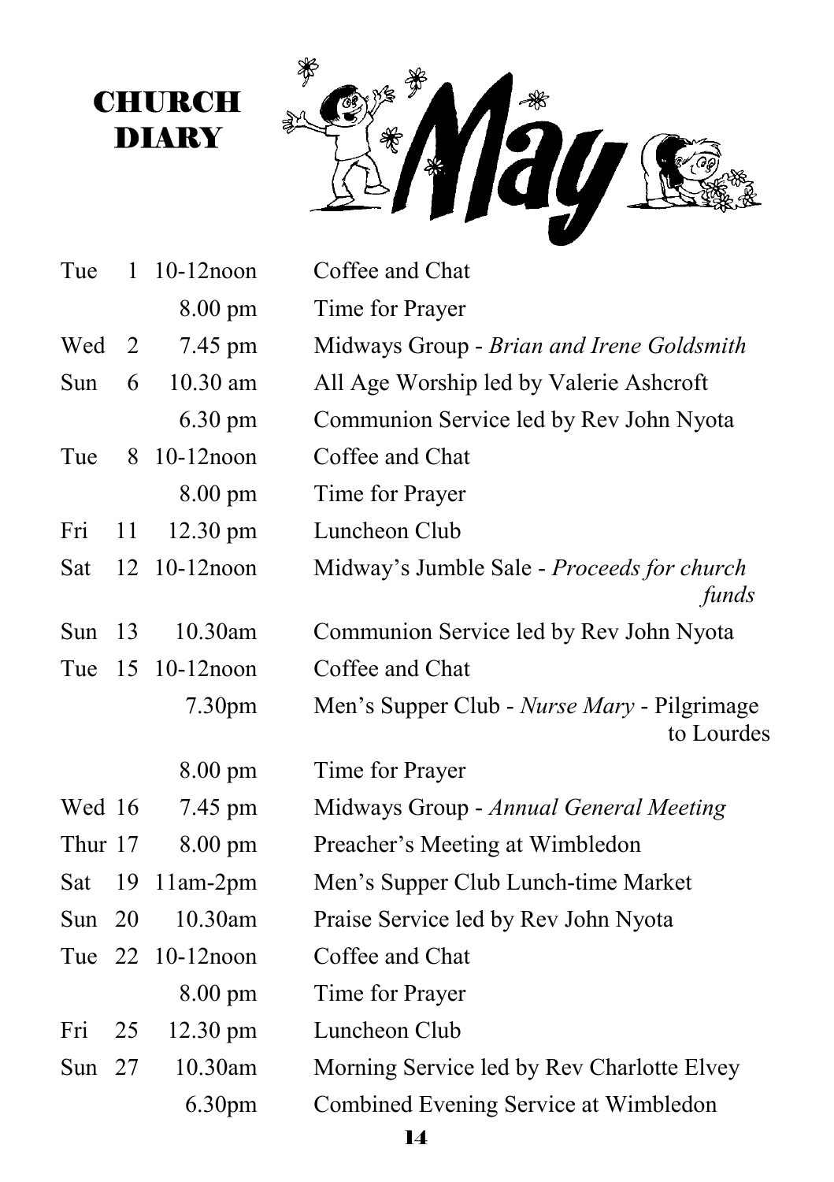# CHURCH DIARY

# May

| Day | Date | Time | Event |
|---|---|---|---|
| Tue | 1 | 10-12noon | Coffee and Chat |
| | | 8.00 pm | Time for Prayer |
| Wed | 2 | 7.45 pm | Midways Group - *Brian and Irene Goldsmith* |
| Sun | 6 | 10.30 am | All Age Worship led by Valerie Ashcroft |
| | | 6.30 pm | Communion Service led by Rev John Nyota |
| Tue | 8 | 10-12noon | Coffee and Chat |
| | | 8.00 pm | Time for Prayer |
| Fri | 11 | 12.30 pm | Luncheon Club |
| Sat | 12 | 10-12noon | Midway's Jumble Sale - *Proceeds for church funds* |
| Sun | 13 | 10.30am | Communion Service led by Rev John Nyota |
| Tue | 15 | 10-12noon | Coffee and Chat |
| | | 7.30pm | Men's Supper Club - *Nurse Mary* - Pilgrimage to Lourdes |
| | | 8.00 pm | Time for Prayer |
| Wed | 16 | 7.45 pm | Midways Group - *Annual General Meeting* |
| Thur | 17 | 8.00 pm | Preacher's Meeting at Wimbledon |
| Sat | 19 | 11am-2pm | Men's Supper Club Lunch-time Market |
| Sun | 20 | 10.30am | Praise Service led by Rev John Nyota |
| Tue | 22 | 10-12noon | Coffee and Chat |
| | | 8.00 pm | Time for Prayer |
| Fri | 25 | 12.30 pm | Luncheon Club |
| Sun | 27 | 10.30am | Morning Service led by Rev Charlotte Elvey |
| | | 6.30pm | Combined Evening Service at Wimbledon |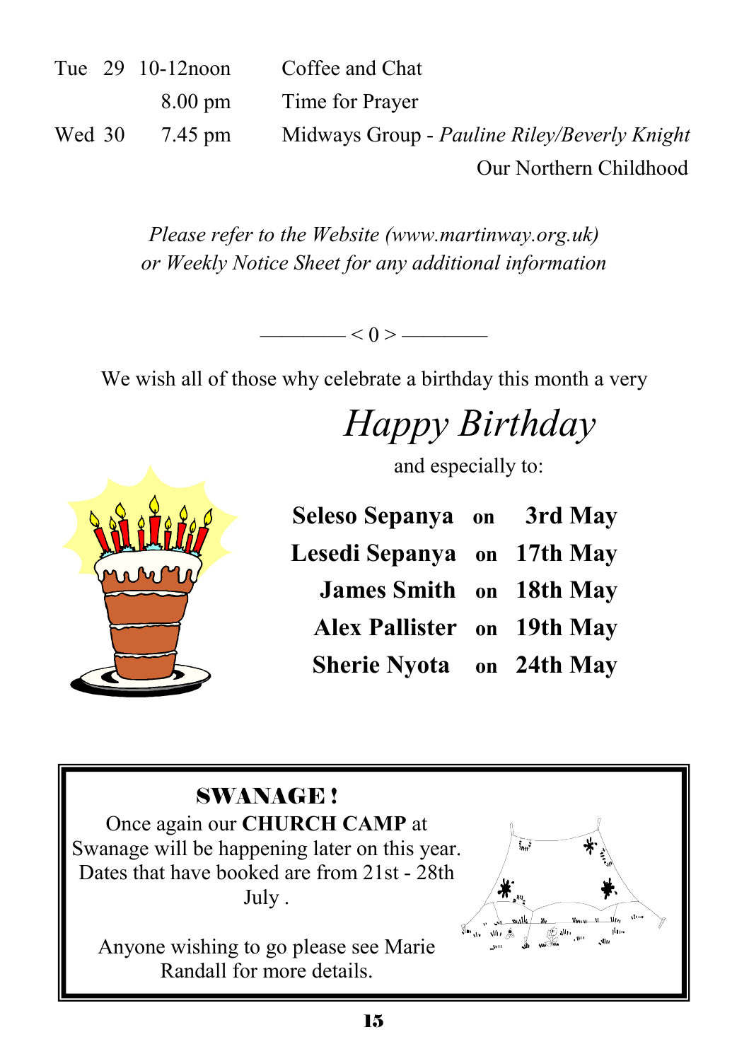| | | | |
|---|---|---|---|
| Tue | 29 | 10-12noon | Coffee and Chat |
| | | 8.00 pm | Time for Prayer |
| Wed | 30 | 7.45 pm | Midways Group - *Pauline Riley/Beverly Knight* Our Northern Childhood |

*Please refer to the Website (www.martinway.org.uk) or Weekly Notice Sheet for any additional information*

———— < 0 > ————

We wish all of those why celebrate a birthday this month a very

*Happy Birthday*

and especially to:

**Seleso Sepanya on 3rd May**
**Lesedi Sepanya on 17th May**
**James Smith on 18th May**
**Alex Pallister on 19th May**
**Sherie Nyota on 24th May**

**SWANAGE!**

Once again our **CHURCH CAMP** at Swanage will be happening later on this year. Dates that have booked are from 21st - 28th July .

Anyone wishing to go please see Marie Randall for more details.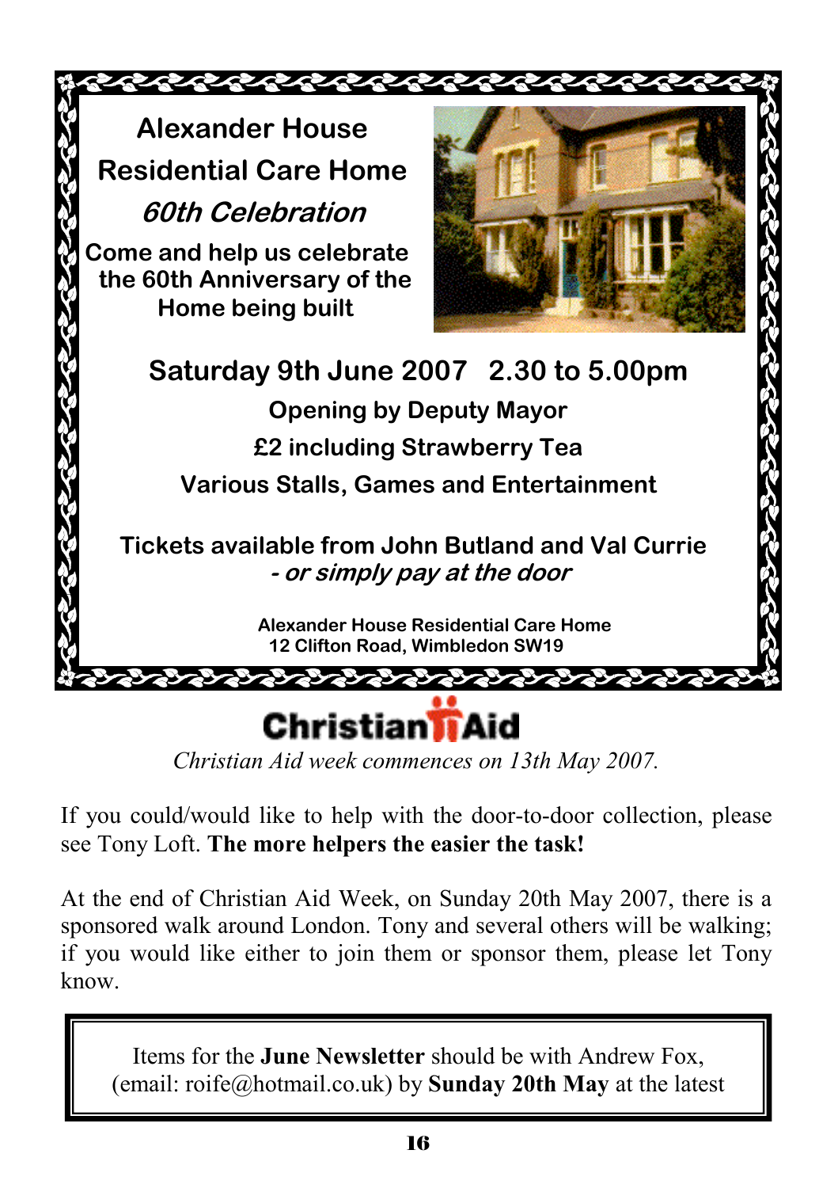## Alexander House Residential Care Home

### *60th Celebration*

**Come and help us celebrate the 60th Anniversary of the Home being built**

**Saturday 9th June 2007 2.30 to 5.00pm**

**Opening by Deputy Mayor**

**£2 including Strawberry Tea**

**Various Stalls, Games and Entertainment**

**Tickets available from John Butland and Val Currie**
***- or simply pay at the door***

**Alexander House Residential Care Home**
**12 Clifton Road, Wimbledon SW19**

## Christian Aid

*Christian Aid week commences on 13th May 2007.*

If you could/would like to help with the door-to-door collection, please see Tony Loft. **The more helpers the easier the task!**

At the end of Christian Aid Week, on Sunday 20th May 2007, there is a sponsored walk around London. Tony and several others will be walking; if you would like either to join them or sponsor them, please let Tony know.

Items for the **June Newsletter** should be with Andrew Fox, (email: roife@hotmail.co.uk) by **Sunday 20th May** at the latest